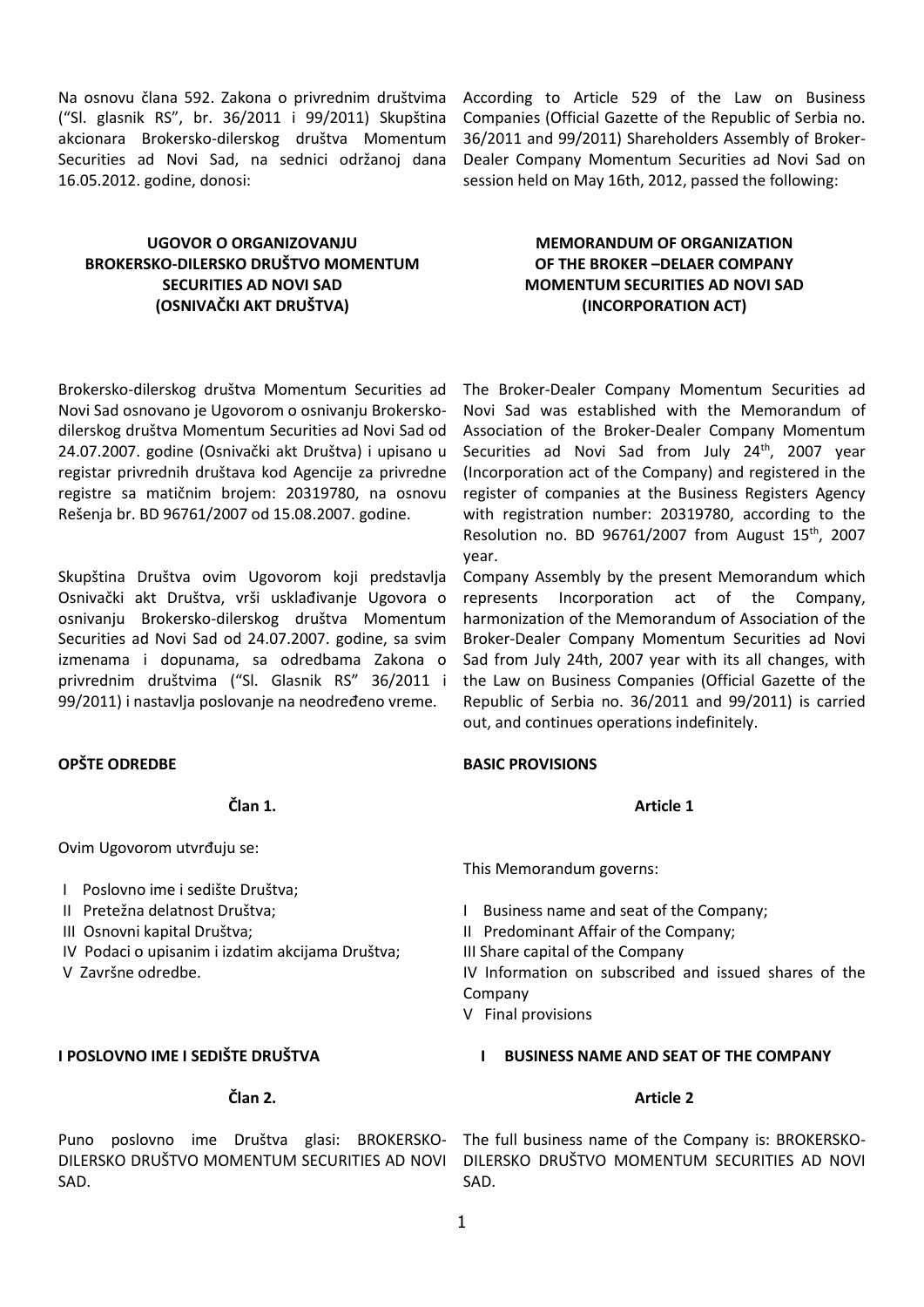Na osnovu člana 592. Zakona o privrednim društvima ("Sl. glasnik RS", br. 36/2011 i 99/2011) Skupština akcionara Brokersko-dilerskog društva Momentum Securities ad Novi Sad, na sednici održanoj dana 16.05.2012. godine, donosi:

According to Article 529 of the Law on Business Companies (Official Gazette of the Republic of Serbia no. 36/2011 and 99/2011) Shareholders Assembly of Broker-Dealer Company Momentum Securities ad Novi Sad on session held on May 16th, 2012, passed the following:

**UGOVOR O ORGANIZOVANJU BROKERSKO-DILERSKO DRUŠTVO MOMENTUM SECURITIES AD NOVI SAD (OSNIVAČKI AKT DRUŠTVA)**

**MEMORANDUM OF ORGANIZATION OF THE BROKER –DELAER COMPANY MOMENTUM SECURITIES AD NOVI SAD (INCORPORATION ACT)**

Brokersko-dilerskog društva Momentum Securities ad Novi Sad osnovano je Ugovorom o osnivanju Brokersko-dilerskog društva Momentum Securities ad Novi Sad od 24.07.2007. godine (Osnivački akt Društva) i upisano u registar privrednih društava kod Agencije za privredne registre sa matičnim brojem: 20319780, na osnovu Rešenja br. BD 96761/2007 od 15.08.2007. godine.

The Broker-Dealer Company Momentum Securities ad Novi Sad was established with the Memorandum of Association of the Broker-Dealer Company Momentum Securities ad Novi Sad from July 24th, 2007 year (Incorporation act of the Company) and registered in the register of companies at the Business Registers Agency with registration number: 20319780, according to the Resolution no. BD 96761/2007 from August 15th, 2007 year.

Skupština Društva ovim Ugovorom koji predstavlja Osnivački akt Društva, vrši usklađivanje Ugovora o osnivanju Brokersko-dilerskog društva Momentum Securities ad Novi Sad od 24.07.2007. godine, sa svim izmenama i dopunama, sa odredbama Zakona o privrednim društvima ("Sl. Glasnik RS" 36/2011 i 99/2011) i nastavlja poslovanje na neodređeno vreme.

Company Assembly by the present Memorandum which represents Incorporation act of the Company, harmonization of the Memorandum of Association of the Broker-Dealer Company Momentum Securities ad Novi Sad from July 24th, 2007 year with its all changes, with the Law on Business Companies (Official Gazette of the Republic of Serbia no. 36/2011 and 99/2011) is carried out, and continues operations indefinitely.

## OPŠTE ODREDBE

### Član 1.

Ovim Ugovorom utvrđuju se:

I Poslovno ime i sedište Društva;
II Pretežna delatnost Društva;
III Osnovni kapital Društva;
IV Podaci o upisanim i izdatim akcijama Društva;
V Završne odredbe.

## BASIC PROVISIONS

### Article 1

This Memorandum governs:

I Business name and seat of the Company;
II Predominant Affair of the Company;
III Share capital of the Company
IV Information on subscribed and issued shares of the Company
V Final provisions

## I POSLOVNO IME I SEDIŠTE DRUŠTVA

### Član 2.

Puno poslovno ime Društva glasi: BROKERSKO-DILERSKO DRUŠTVO MOMENTUM SECURITIES AD NOVI SAD.

## I BUSINESS NAME AND SEAT OF THE COMPANY

### Article 2

The full business name of the Company is: BROKERSKO-DILERSKO DRUŠTVO MOMENTUM SECURITIES AD NOVI SAD.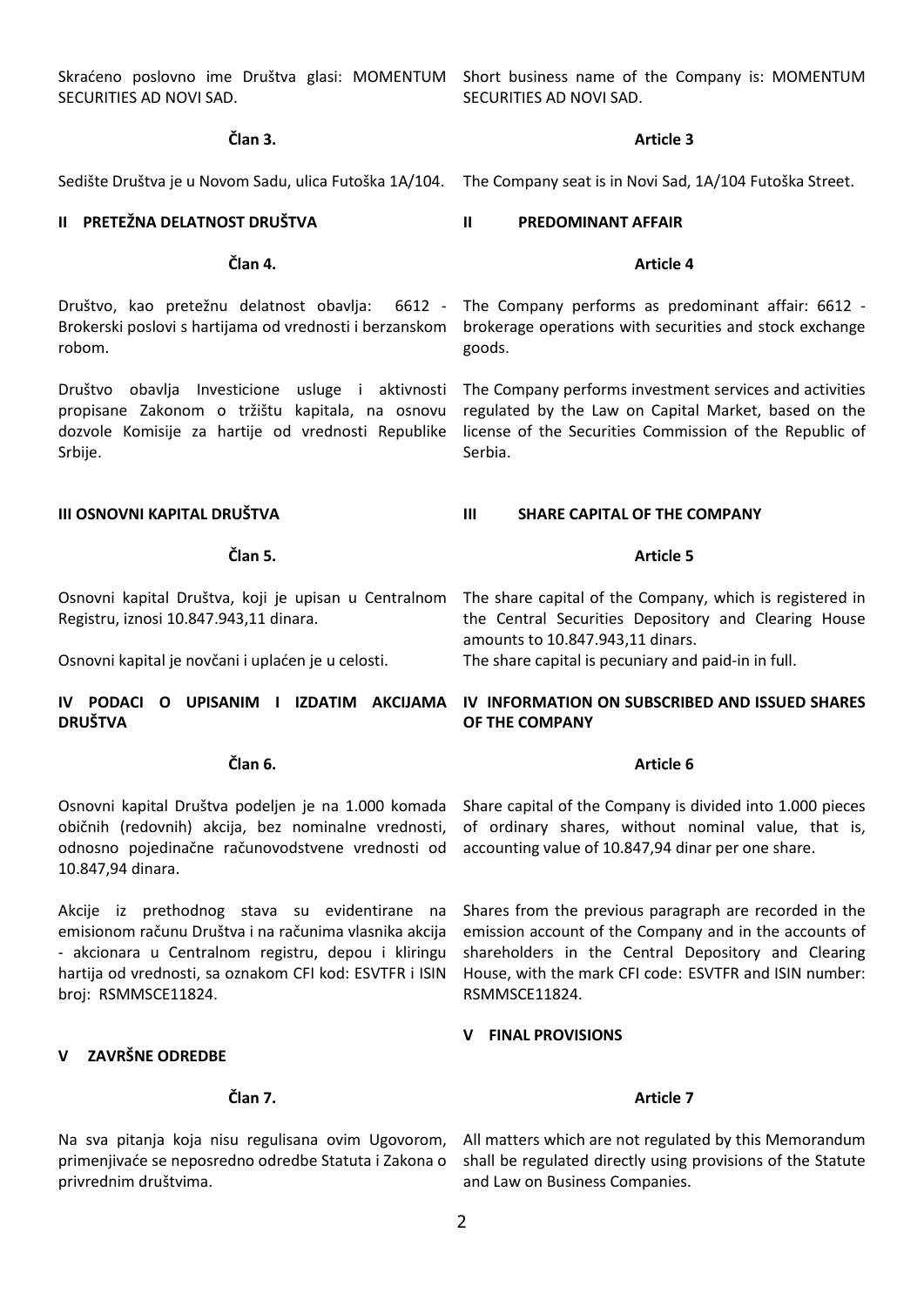Skraćeno poslovno ime Društva glasi: MOMENTUM SECURITIES AD NOVI SAD.

### Član 3.

Sedište Društva je u Novom Sadu, ulica Futoška 1A/104.

## II PRETEŽNA DELATNOST DRUŠTVA

### Član 4.

Društvo, kao pretežnu delatnost obavlja: 6612 - Brokerski poslovi s hartijama od vrednosti i berzanskom robom.

Društvo obavlja Investicione usluge i aktivnosti propisane Zakonom o tržištu kapitala, na osnovu dozvole Komisije za hartije od vrednosti Republike Srbije.

## III OSNOVNI KAPITAL DRUŠTVA

### Član 5.

Osnovni kapital Društva, koji je upisan u Centralnom Registru, iznosi 10.847.943,11 dinara.

Osnovni kapital je novčani i uplaćen je u celosti.

## IV PODACI O UPISANIM I IZDATIM AKCIJAMA DRUŠTVA

### Član 6.

Osnovni kapital Društva podeljen je na 1.000 komada običnih (redovnih) akcija, bez nominalne vrednosti, odnosno pojedinačne računovodstvene vrednosti od 10.847,94 dinara.

Akcije iz prethodnog stava su evidentirane na emisionom računu Društva i na računima vlasnika akcija - akcionara u Centralnom registru, depou i kliringu hartija od vrednosti, sa oznakom CFI kod: ESVTFR i ISIN broj: RSMMSCE11824.

## V ZAVRŠNE ODREDBE

### Član 7.

Na sva pitanja koja nisu regulisana ovim Ugovorom, primenjivaće se neposredno odredbe Statuta i Zakona o privrednim društvima.

---

Short business name of the Company is: MOMENTUM SECURITIES AD NOVI SAD.

### Article 3

The Company seat is in Novi Sad, 1A/104 Futoška Street.

## II PREDOMINANT AFFAIR

### Article 4

The Company performs as predominant affair: 6612 - brokerage operations with securities and stock exchange goods.

The Company performs investment services and activities regulated by the Law on Capital Market, based on the license of the Securities Commission of the Republic of Serbia.

## III SHARE CAPITAL OF THE COMPANY

### Article 5

The share capital of the Company, which is registered in the Central Securities Depository and Clearing House amounts to 10.847.943,11 dinars.

The share capital is pecuniary and paid-in in full.

## IV INFORMATION ON SUBSCRIBED AND ISSUED SHARES OF THE COMPANY

### Article 6

Share capital of the Company is divided into 1.000 pieces of ordinary shares, without nominal value, that is, accounting value of 10.847,94 dinar per one share.

Shares from the previous paragraph are recorded in the emission account of the Company and in the accounts of shareholders in the Central Depository and Clearing House, with the mark CFI code: ESVTFR and ISIN number: RSMMSCE11824.

## V FINAL PROVISIONS

### Article 7

All matters which are not regulated by this Memorandum shall be regulated directly using provisions of the Statute and Law on Business Companies.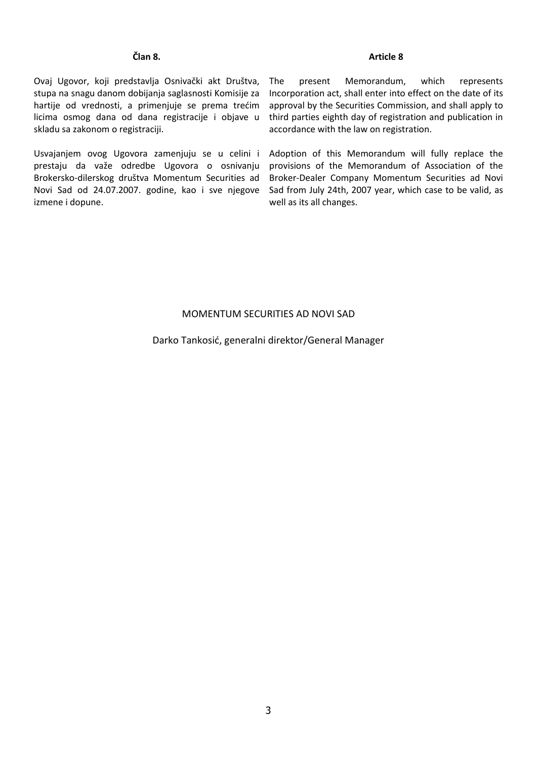**Član 8.**

Ovaj Ugovor, koji predstavlja Osnivački akt Društva, stupa na snagu danom dobijanja saglasnosti Komisije za hartije od vrednosti, a primenjuje se prema trećim licima osmog dana od dana registracije i objave u skladu sa zakonom o registraciji.

Usvajanjem ovog Ugovora zamenjuju se u celini i prestaju da važe odredbe Ugovora o osnivanju Brokersko-dilerskog društva Momentum Securities ad Novi Sad od 24.07.2007. godine, kao i sve njegove izmene i dopune.

**Article 8**

The present Memorandum, which represents Incorporation act, shall enter into effect on the date of its approval by the Securities Commission, and shall apply to third parties eighth day of registration and publication in accordance with the law on registration.

Adoption of this Memorandum will fully replace the provisions of the Memorandum of Association of the Broker-Dealer Company Momentum Securities ad Novi Sad from July 24th, 2007 year, which case to be valid, as well as its all changes.

MOMENTUM SECURITIES AD NOVI SAD

Darko Tankosić, generalni direktor/General Manager